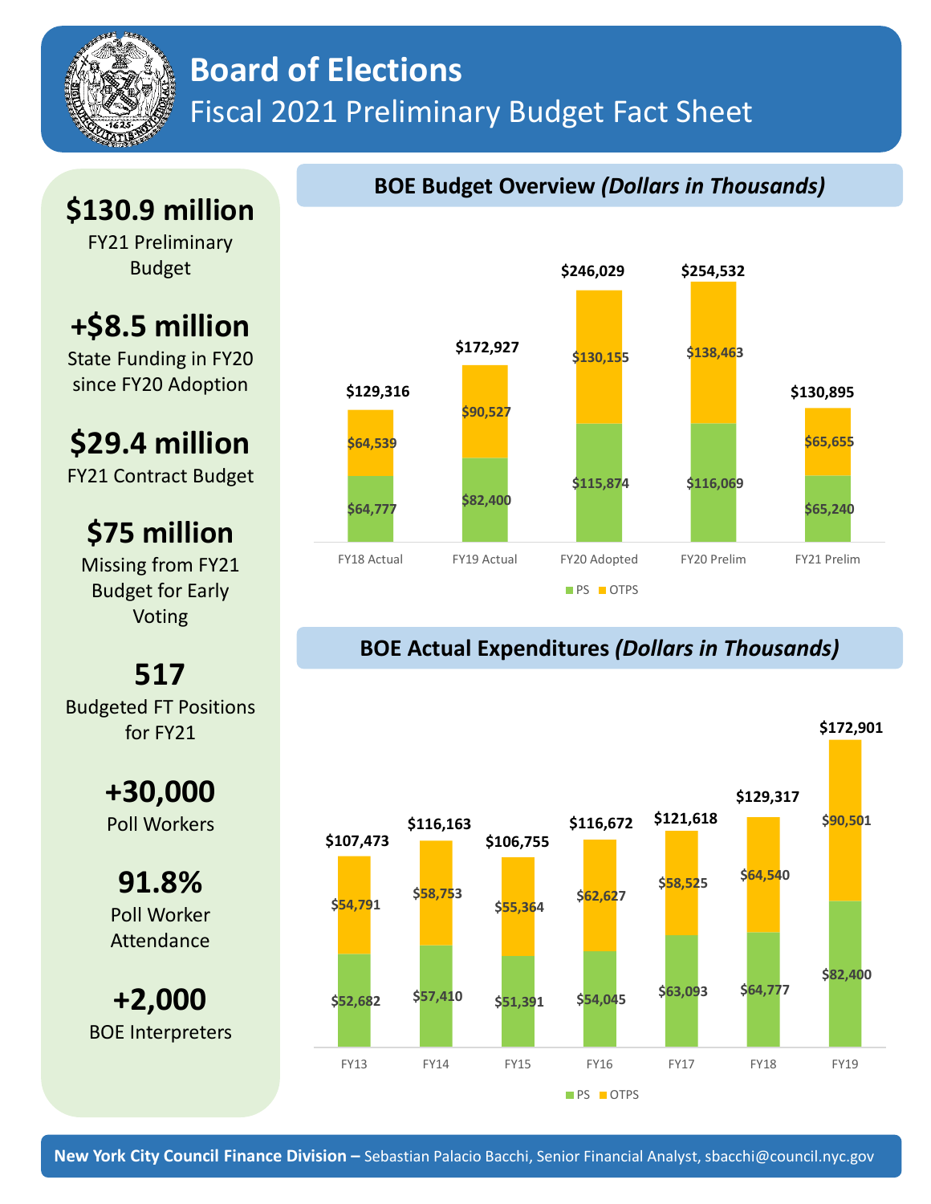# Board of Elections

## Fiscal 2021 Preliminary Budget Fact Sheet

**$130.9 million**
FY21 Preliminary Budget

**+$8.5 million**
State Funding in FY20 since FY20 Adoption

**$29.4 million**
FY21 Contract Budget

**$75 million**
Missing from FY21 Budget for Early Voting

**517**
Budgeted FT Positions for FY21

**+30,000**
Poll Workers

**91.8%**
Poll Worker Attendance

**+2,000**
BOE Interpreters

## BOE Budget Overview *(Dollars in Thousands)*

| | FY18 Actual | FY19 Actual | FY20 Adopted | FY20 Prelim | FY21 Prelim |
|---|---|---|---|---|---|
| PS | $64,777 | $82,400 | $115,874 | $116,069 | $65,240 |
| OTPS | $64,539 | $90,527 | $130,155 | $138,463 | $65,655 |
| Total | $129,316 | $172,927 | $246,029 | $254,532 | $130,895 |

## BOE Actual Expenditures *(Dollars in Thousands)*

| | FY13 | FY14 | FY15 | FY16 | FY17 | FY18 | FY19 |
|---|---|---|---|---|---|---|---|
| PS | $52,682 | $57,410 | $51,391 | $54,045 | $63,093 | $64,777 | $82,400 |
| OTPS | $54,791 | $58,753 | $55,364 | $62,627 | $58,525 | $64,540 | $90,501 |
| Total | $107,473 | $116,163 | $106,755 | $116,672 | $121,618 | $129,317 | $172,901 |

**New York City Council Finance Division –** Sebastian Palacio Bacchi, Senior Financial Analyst, sbacchi@council.nyc.gov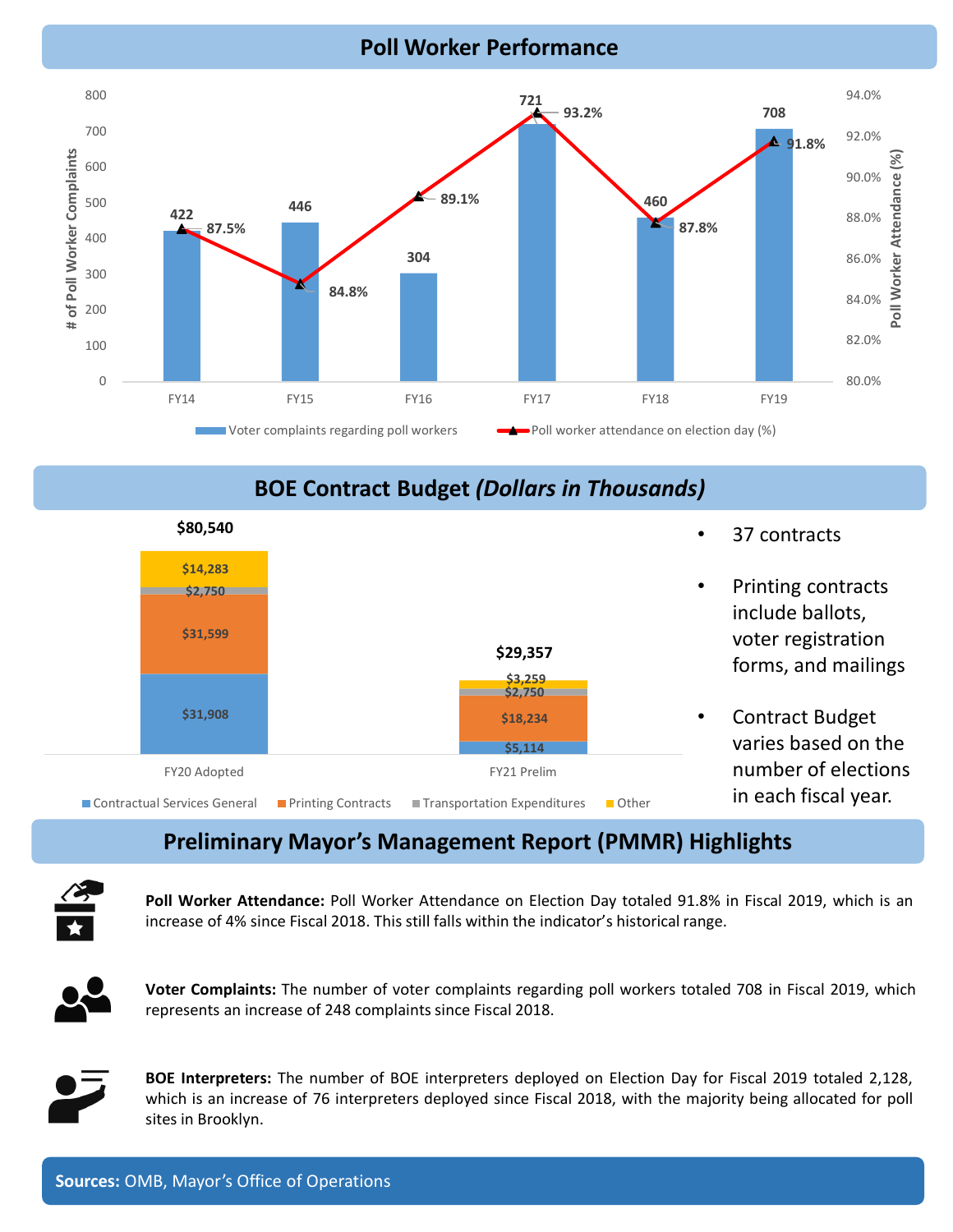## Poll Worker Performance

800
700
600
500
400
300
200
100
0

# of Poll Worker Complaints

94.0%
92.0%
90.0%
88.0%
86.0%
84.0%
82.0%
80.0%

Poll Worker Attendance (%)

422
87.5%
446
84.8%
304
89.1%
721
93.2%
460
87.8%
708
91.8%

FY14
FY15
FY16
FY17
FY18
FY19

Voter complaints regarding poll workers
Poll worker attendance on election day (%)

## BOE Contract Budget *(Dollars in Thousands)*

$80,540
$14,283
$2,750
$31,599
$31,908

$29,357
$3,259
$2,750
$18,234
$5,114

FY20 Adopted
FY21 Prelim

Contractual Services General
Printing Contracts
Transportation Expenditures
Other

- 37 contracts
- Printing contracts include ballots, voter registration forms, and mailings
- Contract Budget varies based on the number of elections in each fiscal year.

## Preliminary Mayor's Management Report (PMMR) Highlights

**Poll Worker Attendance:** Poll Worker Attendance on Election Day totaled 91.8% in Fiscal 2019, which is an increase of 4% since Fiscal 2018. This still falls within the indicator's historical range.

**Voter Complaints:** The number of voter complaints regarding poll workers totaled 708 in Fiscal 2019, which represents an increase of 248 complaints since Fiscal 2018.

**BOE Interpreters:** The number of BOE interpreters deployed on Election Day for Fiscal 2019 totaled 2,128, which is an increase of 76 interpreters deployed since Fiscal 2018, with the majority being allocated for poll sites in Brooklyn.

**Sources:** OMB, Mayor's Office of Operations